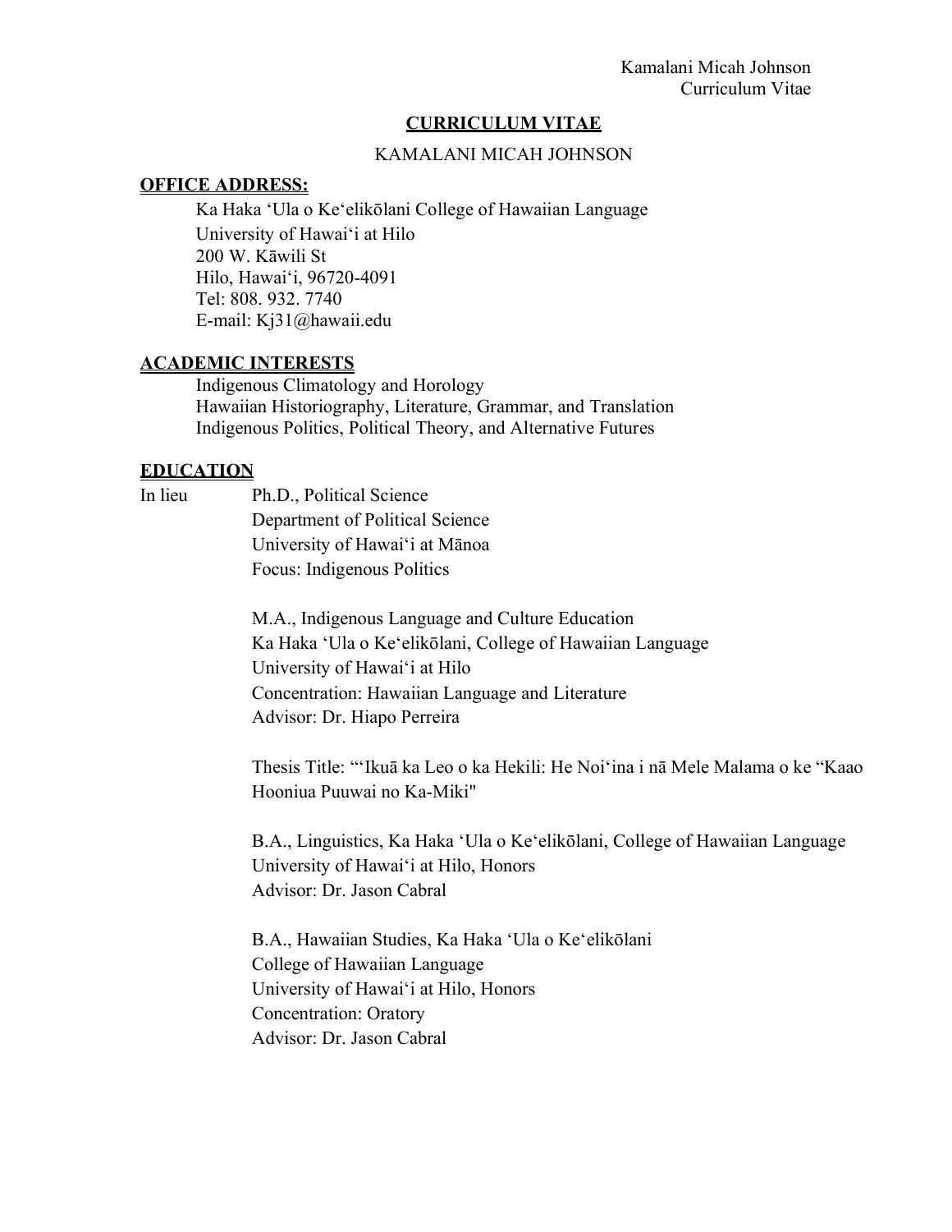# CURRICULUM VITAE

KAMALANI MICAH JOHNSON

## OFFICE ADDRESS:

Ka Haka ʻUla o Keʻelikōlani College of Hawaiian Language
University of Hawaiʻi at Hilo
200 W. Kāwili St
Hilo, Hawaiʻi, 96720-4091
Tel: 808. 932. 7740
E-mail: Kj31@hawaii.edu

## ACADEMIC INTERESTS

Indigenous Climatology and Horology
Hawaiian Historiography, Literature, Grammar, and Translation
Indigenous Politics, Political Theory, and Alternative Futures

## EDUCATION

In lieu — Ph.D., Political Science
Department of Political Science
University of Hawaiʻi at Mānoa
Focus: Indigenous Politics

M.A., Indigenous Language and Culture Education
Ka Haka ʻUla o Keʻelikōlani, College of Hawaiian Language
University of Hawaiʻi at Hilo
Concentration: Hawaiian Language and Literature
Advisor: Dr. Hiapo Perreira

Thesis Title: "ʻIkuā ka Leo o ka Hekili: He Noiʻina i nā Mele Malama o ke "Kaao Hooniua Puuwai no Ka-Miki"

B.A., Linguistics, Ka Haka ʻUla o Keʻelikōlani, College of Hawaiian Language
University of Hawaiʻi at Hilo, Honors
Advisor: Dr. Jason Cabral

B.A., Hawaiian Studies, Ka Haka ʻUla o Keʻelikōlani
College of Hawaiian Language
University of Hawaiʻi at Hilo, Honors
Concentration: Oratory
Advisor: Dr. Jason Cabral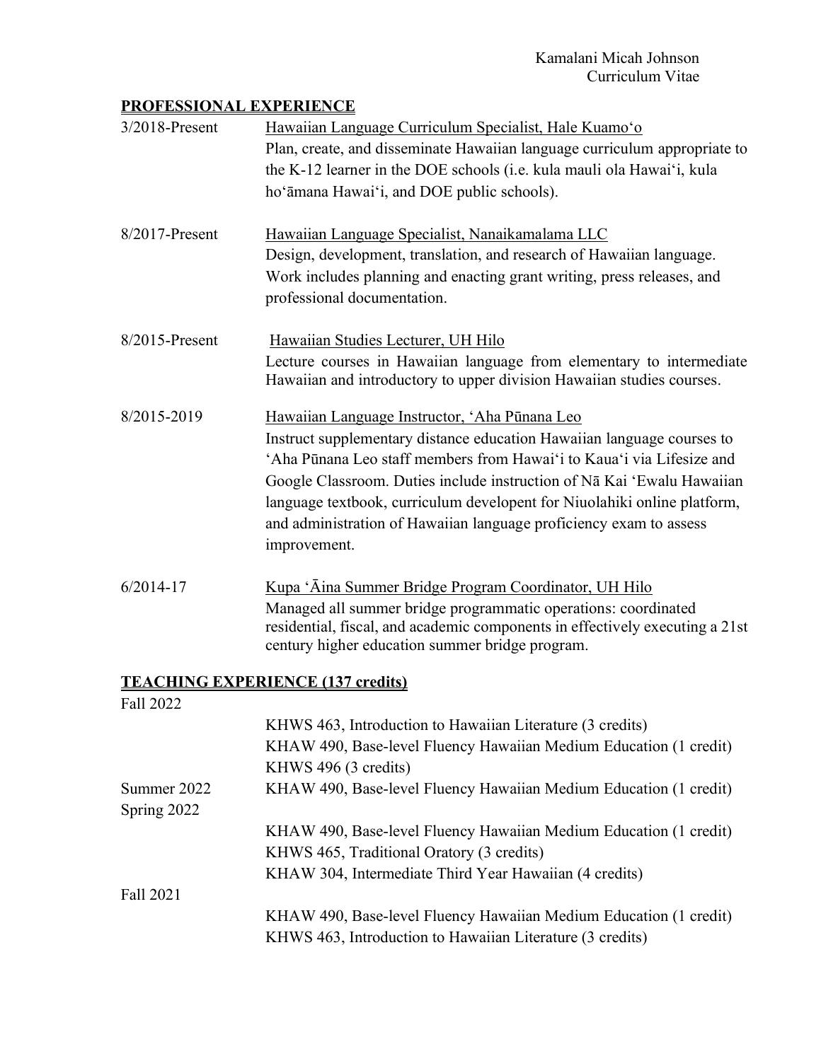## PROFESSIONAL EXPERIENCE

3/2018-Present — Hawaiian Language Curriculum Specialist, Hale Kuamoʻo
Plan, create, and disseminate Hawaiian language curriculum appropriate to the K-12 learner in the DOE schools (i.e. kula mauli ola Hawaiʻi, kula hoʻāmana Hawaiʻi, and DOE public schools).

8/2017-Present — Hawaiian Language Specialist, Nanaikamalama LLC
Design, development, translation, and research of Hawaiian language. Work includes planning and enacting grant writing, press releases, and professional documentation.

8/2015-Present — Hawaiian Studies Lecturer, UH Hilo
Lecture courses in Hawaiian language from elementary to intermediate Hawaiian and introductory to upper division Hawaiian studies courses.

8/2015-2019 — Hawaiian Language Instructor, ʻAha Pūnana Leo
Instruct supplementary distance education Hawaiian language courses to ʻAha Pūnana Leo staff members from Hawaiʻi to Kauaʻi via Lifesize and Google Classroom. Duties include instruction of Nā Kai ʻEwalu Hawaiian language textbook, curriculum developent for Niuolahiki online platform, and administration of Hawaiian language proficiency exam to assess improvement.

6/2014-17 — Kupa ʻĀina Summer Bridge Program Coordinator, UH Hilo
Managed all summer bridge programmatic operations: coordinated residential, fiscal, and academic components in effectively executing a 21st century higher education summer bridge program.

## TEACHING EXPERIENCE (137 credits)

Fall 2022
- KHWS 463, Introduction to Hawaiian Literature (3 credits)
- KHAW 490, Base-level Fluency Hawaiian Medium Education (1 credit)
- KHWS 496 (3 credits)

Summer 2022
- KHAW 490, Base-level Fluency Hawaiian Medium Education (1 credit)

Spring 2022
- KHAW 490, Base-level Fluency Hawaiian Medium Education (1 credit)
- KHWS 465, Traditional Oratory (3 credits)
- KHAW 304, Intermediate Third Year Hawaiian (4 credits)

Fall 2021
- KHAW 490, Base-level Fluency Hawaiian Medium Education (1 credit)
- KHWS 463, Introduction to Hawaiian Literature (3 credits)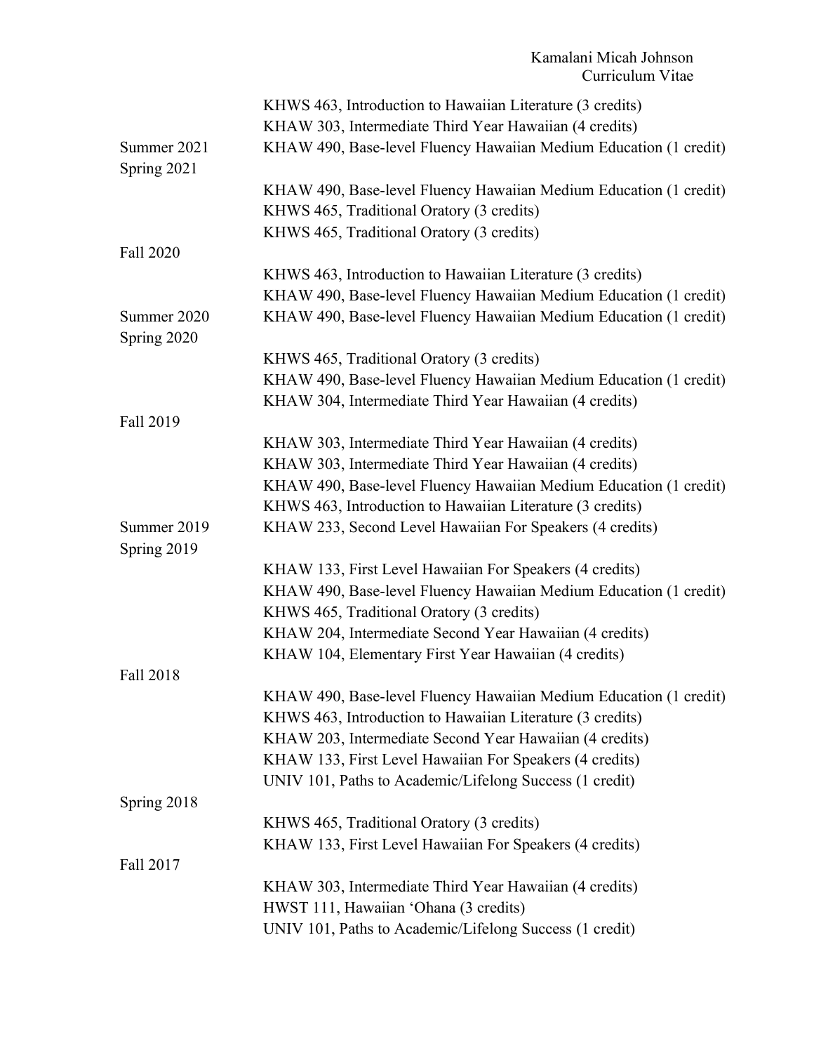| | |
|---|---|
| | KHWS 463, Introduction to Hawaiian Literature (3 credits) |
| | KHAW 303, Intermediate Third Year Hawaiian (4 credits) |
| Summer 2021 | KHAW 490, Base-level Fluency Hawaiian Medium Education (1 credit) |
| Spring 2021 | |
| | KHAW 490, Base-level Fluency Hawaiian Medium Education (1 credit) |
| | KHWS 465, Traditional Oratory (3 credits) |
| | KHWS 465, Traditional Oratory (3 credits) |
| Fall 2020 | |
| | KHWS 463, Introduction to Hawaiian Literature (3 credits) |
| | KHAW 490, Base-level Fluency Hawaiian Medium Education (1 credit) |
| Summer 2020 | KHAW 490, Base-level Fluency Hawaiian Medium Education (1 credit) |
| Spring 2020 | |
| | KHWS 465, Traditional Oratory (3 credits) |
| | KHAW 490, Base-level Fluency Hawaiian Medium Education (1 credit) |
| | KHAW 304, Intermediate Third Year Hawaiian (4 credits) |
| Fall 2019 | |
| | KHAW 303, Intermediate Third Year Hawaiian (4 credits) |
| | KHAW 303, Intermediate Third Year Hawaiian (4 credits) |
| | KHAW 490, Base-level Fluency Hawaiian Medium Education (1 credit) |
| | KHWS 463, Introduction to Hawaiian Literature (3 credits) |
| Summer 2019 | KHAW 233, Second Level Hawaiian For Speakers (4 credits) |
| Spring 2019 | |
| | KHAW 133, First Level Hawaiian For Speakers (4 credits) |
| | KHAW 490, Base-level Fluency Hawaiian Medium Education (1 credit) |
| | KHWS 465, Traditional Oratory (3 credits) |
| | KHAW 204, Intermediate Second Year Hawaiian (4 credits) |
| | KHAW 104, Elementary First Year Hawaiian (4 credits) |
| Fall 2018 | |
| | KHAW 490, Base-level Fluency Hawaiian Medium Education (1 credit) |
| | KHWS 463, Introduction to Hawaiian Literature (3 credits) |
| | KHAW 203, Intermediate Second Year Hawaiian (4 credits) |
| | KHAW 133, First Level Hawaiian For Speakers (4 credits) |
| | UNIV 101, Paths to Academic/Lifelong Success (1 credit) |
| Spring 2018 | |
| | KHWS 465, Traditional Oratory (3 credits) |
| | KHAW 133, First Level Hawaiian For Speakers (4 credits) |
| Fall 2017 | |
| | KHAW 303, Intermediate Third Year Hawaiian (4 credits) |
| | HWST 111, Hawaiian ʻOhana (3 credits) |
| | UNIV 101, Paths to Academic/Lifelong Success (1 credit) |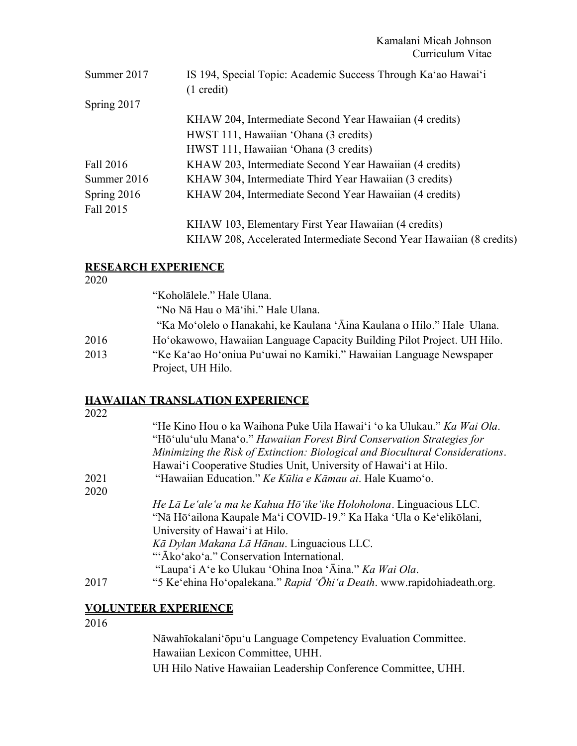| | |
|---|---|
| Summer 2017 | IS 194, Special Topic: Academic Success Through Kaʻao Hawaiʻi (1 credit) |
| Spring 2017 | |
| | KHAW 204, Intermediate Second Year Hawaiian (4 credits) |
| | HWST 111, Hawaiian ʻOhana (3 credits) |
| | HWST 111, Hawaiian ʻOhana (3 credits) |
| Fall 2016 | KHAW 203, Intermediate Second Year Hawaiian (4 credits) |
| Summer 2016 | KHAW 304, Intermediate Third Year Hawaiian (3 credits) |
| Spring 2016 | KHAW 204, Intermediate Second Year Hawaiian (4 credits) |
| Fall 2015 | |
| | KHAW 103, Elementary First Year Hawaiian (4 credits) |
| | KHAW 208, Accelerated Intermediate Second Year Hawaiian (8 credits) |

## RESEARCH EXPERIENCE

| | |
|---|---|
| 2020 | |
| | "Koholālele." Hale Ulana. |
| | "No Nā Hau o Māʻihi." Hale Ulana. |
| | "Ka Moʻolelo o Hanakahi, ke Kaulana ʻĀina Kaulana o Hilo." Hale Ulana. |
| 2016 | Hoʻokawowo, Hawaiian Language Capacity Building Pilot Project. UH Hilo. |
| 2013 | "Ke Kaʻao Hoʻoniua Puʻuwai no Kamiki." Hawaiian Language Newspaper Project, UH Hilo. |

## HAWAIIAN TRANSLATION EXPERIENCE

| | |
|---|---|
| 2022 | |
| | "He Kino Hou o ka Waihona Puke Uila Hawaiʻi ʻo ka Ulukau." *Ka Wai Ola*. |
| | "Hōʻuluʻulu Manaʻo." *Hawaiian Forest Bird Conservation Strategies for Minimizing the Risk of Extinction: Biological and Biocultural Considerations*. Hawaiʻi Cooperative Studies Unit, University of Hawaiʻi at Hilo. |
| 2021 | "Hawaiian Education." *Ke Kūlia e Kāmau ai*. Hale Kuamoʻo. |
| 2020 | |
| | *He Lā Leʻaleʻa ma ke Kahua Hōʻikeʻike Holoholona*. Linguacious LLC. |
| | "Nā Hōʻailona Kaupale Maʻi COVID-19." Ka Haka ʻUla o Keʻelikōlani, University of Hawaiʻi at Hilo. |
| | *Kā Dylan Makana Lā Hānau*. Linguacious LLC. |
| | "ʻĀkoʻakoʻa." Conservation International. |
| | "Laupaʻi Aʻe ko Ulukau ʻOhina Inoa ʻĀina." *Ka Wai Ola*. |
| 2017 | "5 Keʻehina Hoʻopalekana." *Rapid ʻŌhiʻa Death*. www.rapidohiadeath.org. |

## VOLUNTEER EXPERIENCE

| | |
|---|---|
| 2016 | |
| | Nāwahīokalaniʻōpuʻu Language Competency Evaluation Committee. |
| | Hawaiian Lexicon Committee, UHH. |
| | UH Hilo Native Hawaiian Leadership Conference Committee, UHH. |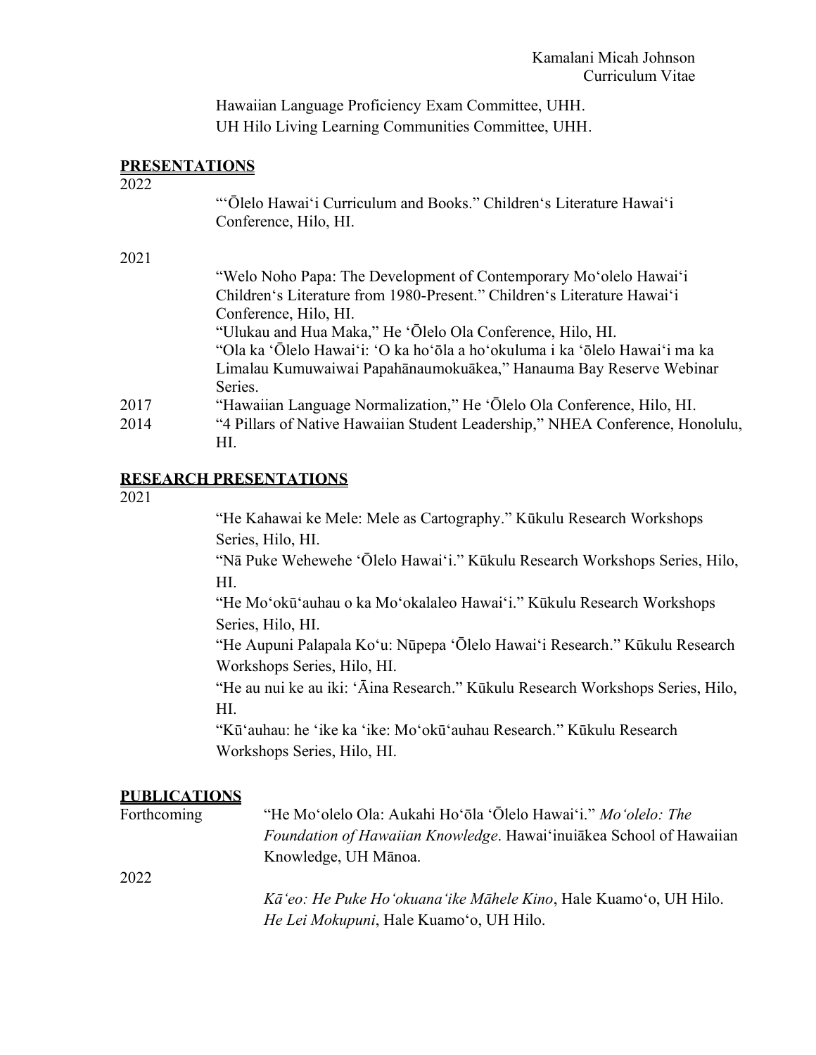Hawaiian Language Proficiency Exam Committee, UHH.
UH Hilo Living Learning Communities Committee, UHH.

## PRESENTATIONS

2022

"ʻŌlelo Hawaiʻi Curriculum and Books." Childrenʻs Literature Hawaiʻi Conference, Hilo, HI.

2021

"Welo Noho Papa: The Development of Contemporary Moʻolelo Hawaiʻi Childrenʻs Literature from 1980-Present." Childrenʻs Literature Hawaiʻi Conference, Hilo, HI.
"Ulukau and Hua Maka," He ʻŌlelo Ola Conference, Hilo, HI.
"Ola ka ʻŌlelo Hawaiʻi: ʻO ka hoʻōla a hoʻokuluma i ka ʻōlelo Hawaiʻi ma ka Limalau Kumuwaiwai Papahānaumokuākea," Hanauma Bay Reserve Webinar Series.

2017 "Hawaiian Language Normalization," He ʻŌlelo Ola Conference, Hilo, HI.

2014 "4 Pillars of Native Hawaiian Student Leadership," NHEA Conference, Honolulu, HI.

## RESEARCH PRESENTATIONS

2021

"He Kahawai ke Mele: Mele as Cartography." Kūkulu Research Workshops Series, Hilo, HI.
"Nā Puke Wehewehe ʻŌlelo Hawaiʻi." Kūkulu Research Workshops Series, Hilo, HI.
"He Moʻokūʻauhau o ka Moʻokalaleo Hawaiʻi." Kūkulu Research Workshops Series, Hilo, HI.
"He Aupuni Palapala Koʻu: Nūpepa ʻŌlelo Hawaiʻi Research." Kūkulu Research Workshops Series, Hilo, HI.
"He au nui ke au iki: ʻĀina Research." Kūkulu Research Workshops Series, Hilo, HI.
"Kūʻauhau: he ʻike ka ʻike: Moʻokūʻauhau Research." Kūkulu Research Workshops Series, Hilo, HI.

## PUBLICATIONS

Forthcoming "He Moʻolelo Ola: Aukahi Hoʻōla ʻŌlelo Hawaiʻi." *Moʻolelo: The Foundation of Hawaiian Knowledge*. Hawaiʻinuiākea School of Hawaiian Knowledge, UH Mānoa.

2022

*Kāʻeo: He Puke Hoʻokuanaʻike Māhele Kino*, Hale Kuamoʻo, UH Hilo.
*He Lei Mokupuni*, Hale Kuamoʻo, UH Hilo.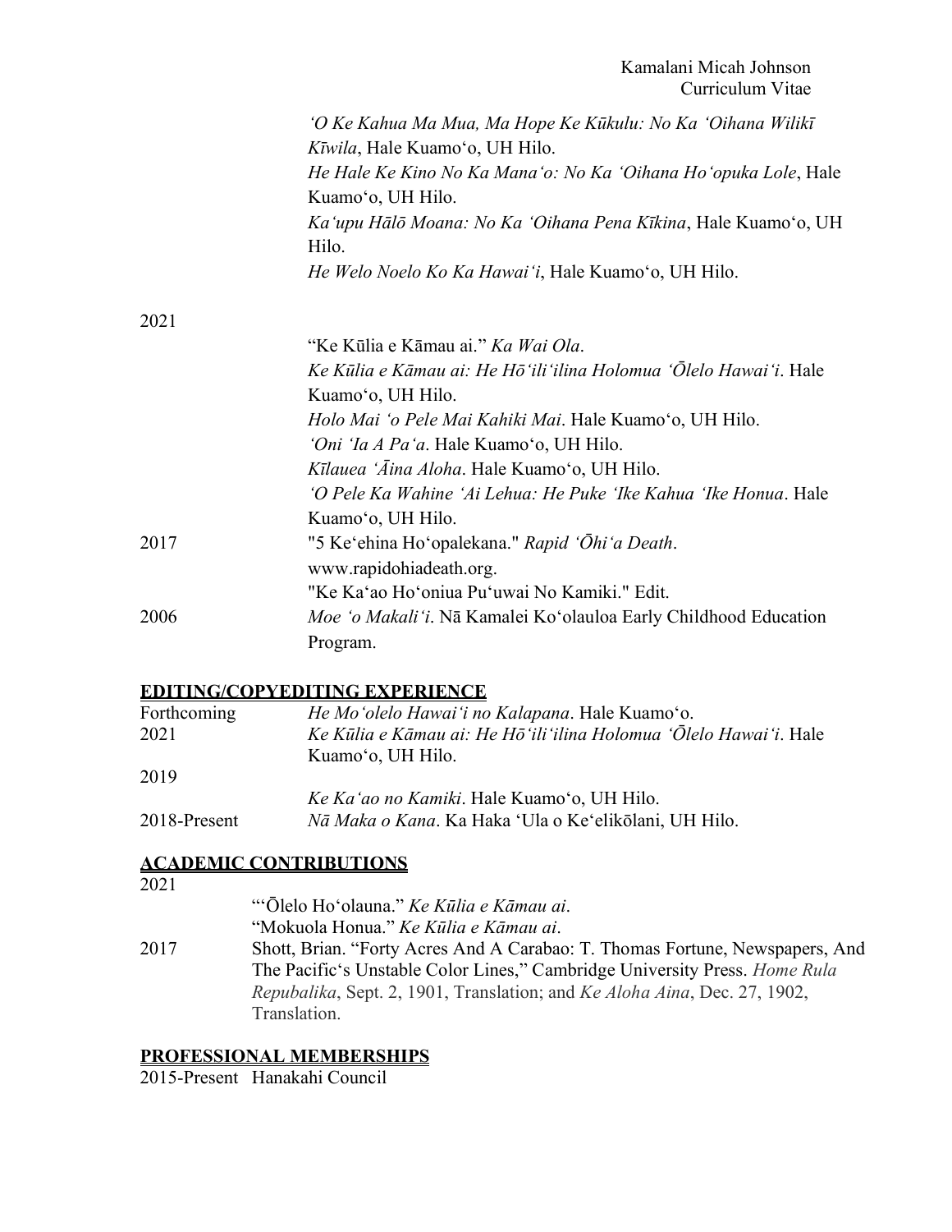*ʻO Ke Kahua Ma Mua, Ma Hope Ke Kūkulu: No Ka ʻOihana Wilikī Kīwila*, Hale Kuamoʻo, UH Hilo.
*He Hale Ke Kino No Ka Manaʻo: No Ka ʻOihana Hoʻopuka Lole*, Hale Kuamoʻo, UH Hilo.
*Kaʻupu Hālō Moana: No Ka ʻOihana Pena Kīkina*, Hale Kuamoʻo, UH Hilo.
*He Welo Noelo Ko Ka Hawaiʻi*, Hale Kuamoʻo, UH Hilo.

2021
"Ke Kūlia e Kāmau ai." *Ka Wai Ola*.
*Ke Kūlia e Kāmau ai: He Hōʻiliʻilina Holomua ʻŌlelo Hawaiʻi*. Hale Kuamoʻo, UH Hilo.
*Holo Mai ʻo Pele Mai Kahiki Mai*. Hale Kuamoʻo, UH Hilo.
*ʻOni ʻIa A Paʻa*. Hale Kuamoʻo, UH Hilo.
*Kīlauea ʻĀina Aloha*. Hale Kuamoʻo, UH Hilo.
*ʻO Pele Ka Wahine ʻAi Lehua: He Puke ʻIke Kahua ʻIke Honua*. Hale Kuamoʻo, UH Hilo.

2017
"5 Keʻehina Hoʻopalekana." *Rapid ʻŌhiʻa Death*. www.rapidohiadeath.org.
"Ke Kaʻao Hoʻoniua Puʻuwai No Kamiki." Edit.

2006
*Moe ʻo Makaliʻi*. Nā Kamalei Koʻolauloa Early Childhood Education Program.

## EDITING/COPYEDITING EXPERIENCE

Forthcoming — *He Moʻolelo Hawaiʻi no Kalapana*. Hale Kuamoʻo.

2021 — *Ke Kūlia e Kāmau ai: He Hōʻiliʻilina Holomua ʻŌlelo Hawaiʻi*. Hale Kuamoʻo, UH Hilo.

2019
*Ke Kaʻao no Kamiki*. Hale Kuamoʻo, UH Hilo.

2018-Present — *Nā Maka o Kana*. Ka Haka ʻUla o Keʻelikōlani, UH Hilo.

## ACADEMIC CONTRIBUTIONS

2021
"ʻŌlelo Hoʻolauna." *Ke Kūlia e Kāmau ai*.
"Mokuola Honua." *Ke Kūlia e Kāmau ai*.

2017 — Shott, Brian. "Forty Acres And A Carabao: T. Thomas Fortune, Newspapers, And The Pacific's Unstable Color Lines," Cambridge University Press. *Home Rula Repubalika*, Sept. 2, 1901, Translation; and *Ke Aloha Aina*, Dec. 27, 1902, Translation.

## PROFESSIONAL MEMBERSHIPS

2015-Present Hanakahi Council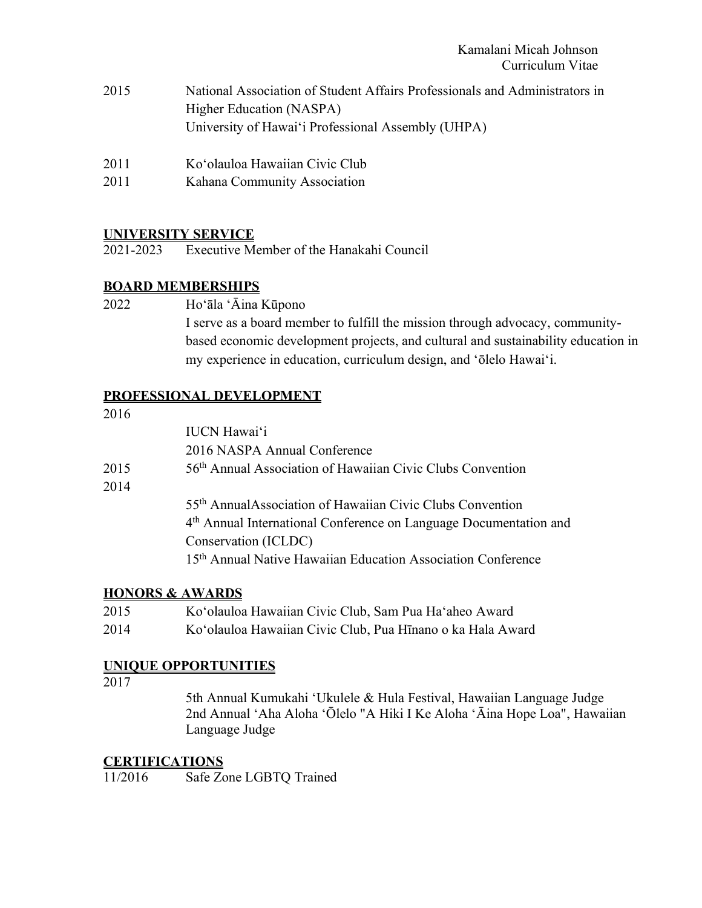2015 National Association of Student Affairs Professionals and Administrators in Higher Education (NASPA)
University of Hawaiʻi Professional Assembly (UHPA)

2011 Koʻolauloa Hawaiian Civic Club
2011 Kahana Community Association

## UNIVERSITY SERVICE

2021-2023 Executive Member of the Hanakahi Council

## BOARD MEMBERSHIPS

2022 Hoʻāla ʻĀina Kūpono
I serve as a board member to fulfill the mission through advocacy, community-based economic development projects, and cultural and sustainability education in my experience in education, curriculum design, and ʻōlelo Hawaiʻi.

## PROFESSIONAL DEVELOPMENT

2016
- IUCN Hawaiʻi
- 2016 NASPA Annual Conference

2015
- 56th Annual Association of Hawaiian Civic Clubs Convention

2014
- 55th AnnualAssociation of Hawaiian Civic Clubs Convention
- 4th Annual International Conference on Language Documentation and Conservation (ICLDC)
- 15th Annual Native Hawaiian Education Association Conference

## HONORS & AWARDS

2015 Koʻolauloa Hawaiian Civic Club, Sam Pua Haʻaheo Award
2014 Koʻolauloa Hawaiian Civic Club, Pua Hīnano o ka Hala Award

## UNIQUE OPPORTUNITIES

2017
- 5th Annual Kumukahi ʻUkulele & Hula Festival, Hawaiian Language Judge
- 2nd Annual ʻAha Aloha ʻŌlelo "A Hiki I Ke Aloha ʻĀina Hope Loa", Hawaiian Language Judge

## CERTIFICATIONS

11/2016 Safe Zone LGBTQ Trained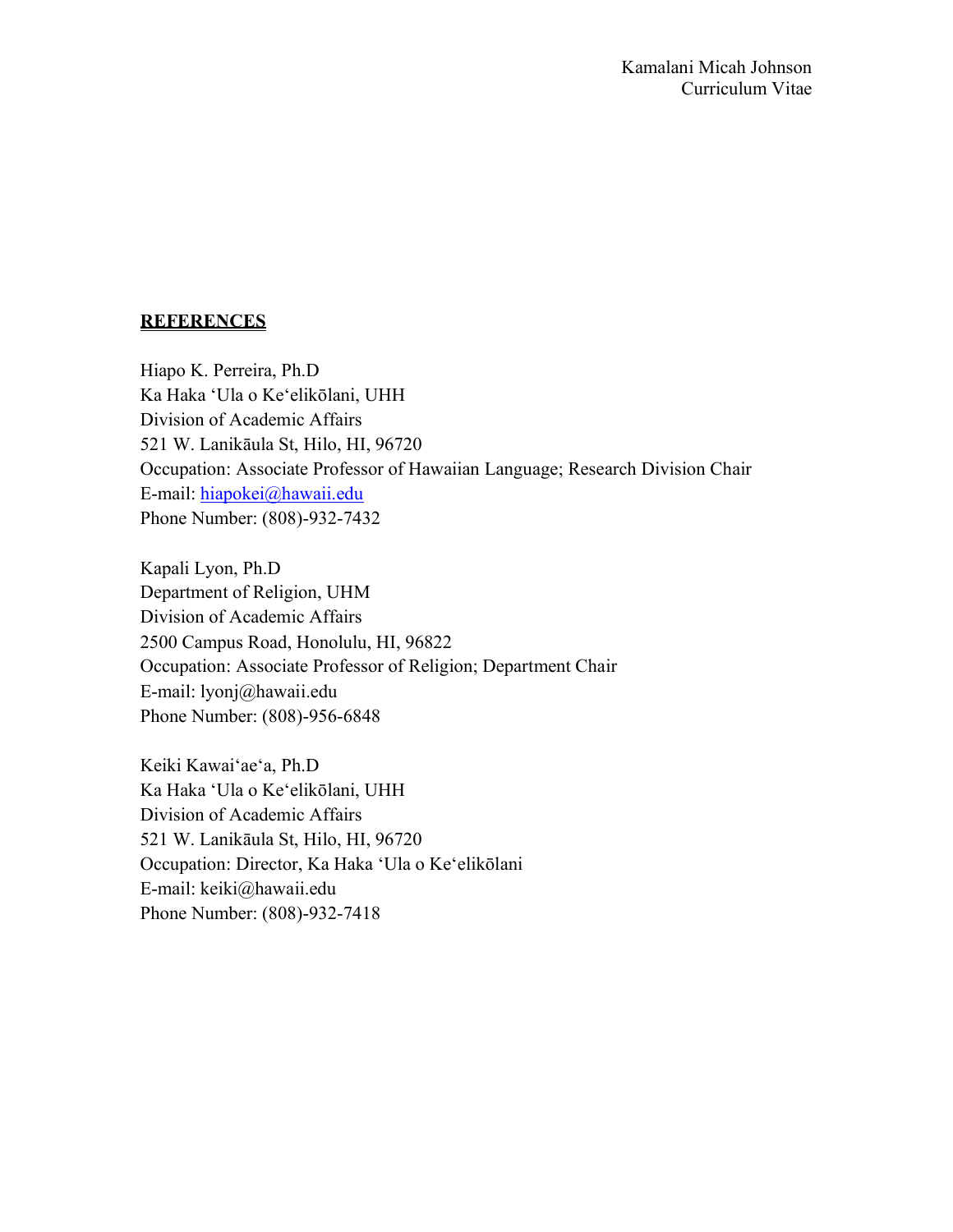## REFERENCES

Hiapo K. Perreira, Ph.D
Ka Haka ʻUla o Keʻelikōlani, UHH
Division of Academic Affairs
521 W. Lanikāula St, Hilo, HI, 96720
Occupation: Associate Professor of Hawaiian Language; Research Division Chair
E-mail: hiapokei@hawaii.edu
Phone Number: (808)-932-7432

Kapali Lyon, Ph.D
Department of Religion, UHM
Division of Academic Affairs
2500 Campus Road, Honolulu, HI, 96822
Occupation: Associate Professor of Religion; Department Chair
E-mail: lyonj@hawaii.edu
Phone Number: (808)-956-6848

Keiki Kawaiʻaeʻa, Ph.D
Ka Haka ʻUla o Keʻelikōlani, UHH
Division of Academic Affairs
521 W. Lanikāula St, Hilo, HI, 96720
Occupation: Director, Ka Haka ʻUla o Keʻelikōlani
E-mail: keiki@hawaii.edu
Phone Number: (808)-932-7418